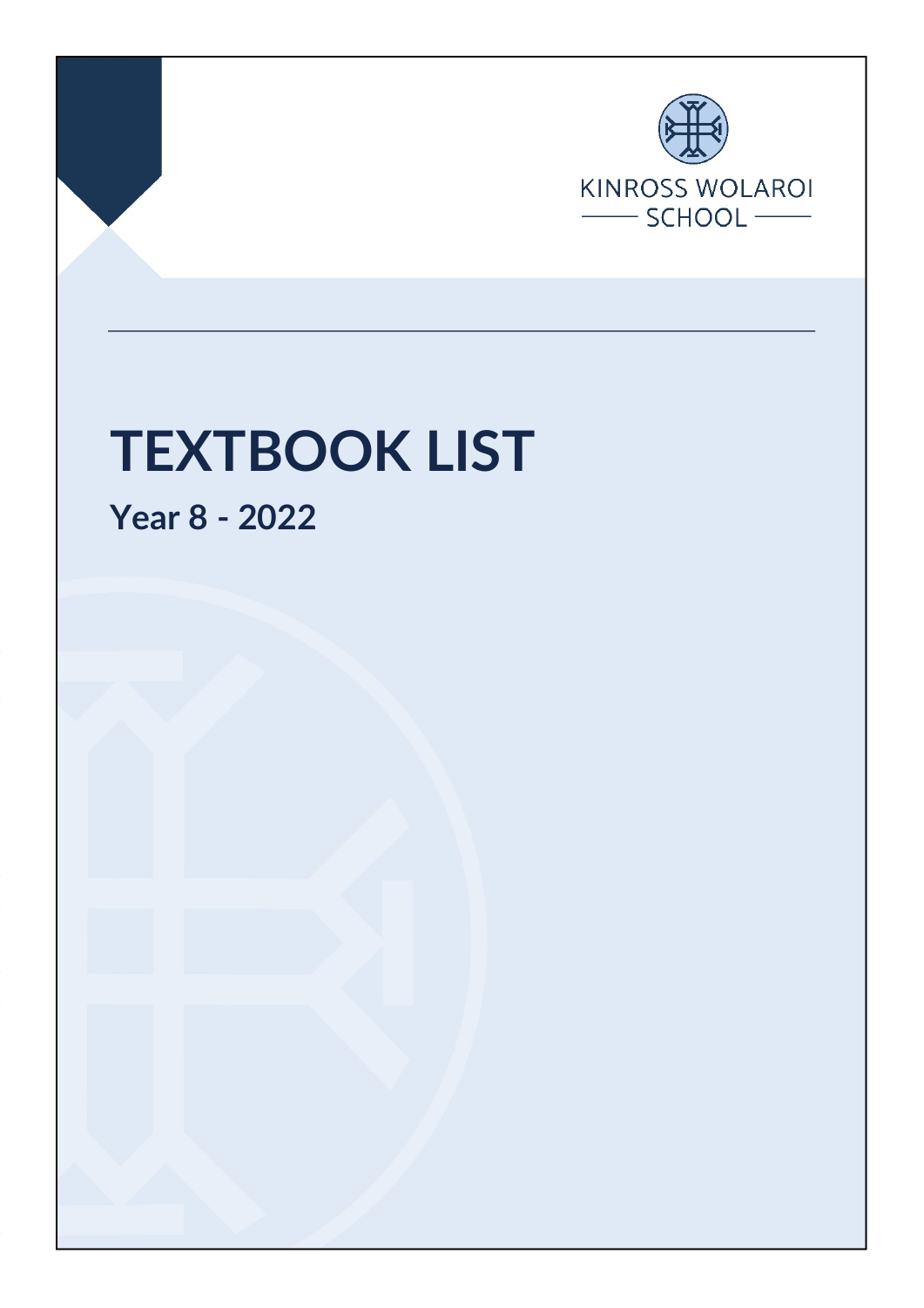KINROSS WOLAROI SCHOOL

# TEXTBOOK LIST

## Year 8 - 2022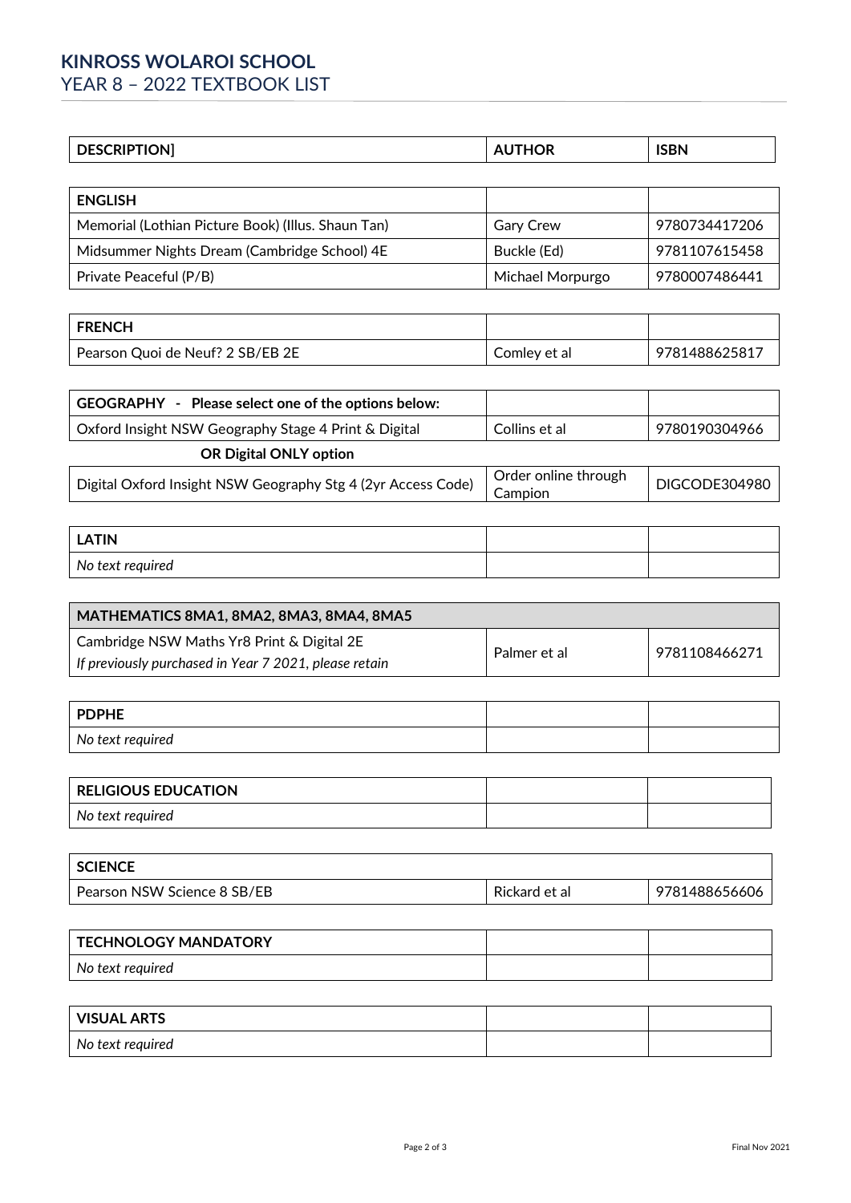# KINROSS WOLAROI SCHOOL

## YEAR 8 – 2022 TEXTBOOK LIST

| DESCRIPTION] | AUTHOR | ISBN |
|---|---|---|

| ENGLISH | | |
|---|---|---|
| Memorial (Lothian Picture Book) (Illus. Shaun Tan) | Gary Crew | 9780734417206 |
| Midsummer Nights Dream (Cambridge School) 4E | Buckle (Ed) | 9781107615458 |
| Private Peaceful (P/B) | Michael Morpurgo | 9780007486441 |

| FRENCH | | |
|---|---|---|
| Pearson Quoi de Neuf? 2 SB/EB 2E | Comley et al | 9781488625817 |

| GEOGRAPHY - Please select one of the options below: | | |
|---|---|---|
| Oxford Insight NSW Geography Stage 4 Print & Digital | Collins et al | 9780190304966 |
| **OR Digital ONLY option** | | |
| Digital Oxford Insight NSW Geography Stg 4 (2yr Access Code) | Order online through Campion | DIGCODE304980 |

| LATIN | | |
|---|---|---|
| *No text required* | | |

| MATHEMATICS 8MA1, 8MA2, 8MA3, 8MA4, 8MA5 | | |
|---|---|---|
| Cambridge NSW Maths Yr8 Print & Digital 2E<br>*If previously purchased in Year 7 2021, please retain* | Palmer et al | 9781108466271 |

| PDPHE | | |
|---|---|---|
| *No text required* | | |

| RELIGIOUS EDUCATION | | |
|---|---|---|
| *No text required* | | |

| SCIENCE | | |
|---|---|---|
| Pearson NSW Science 8 SB/EB | Rickard et al | 9781488656606 |

| TECHNOLOGY MANDATORY | | |
|---|---|---|
| *No text required* | | |

| VISUAL ARTS | | |
|---|---|---|
| *No text required* | | |

Final Nov 2021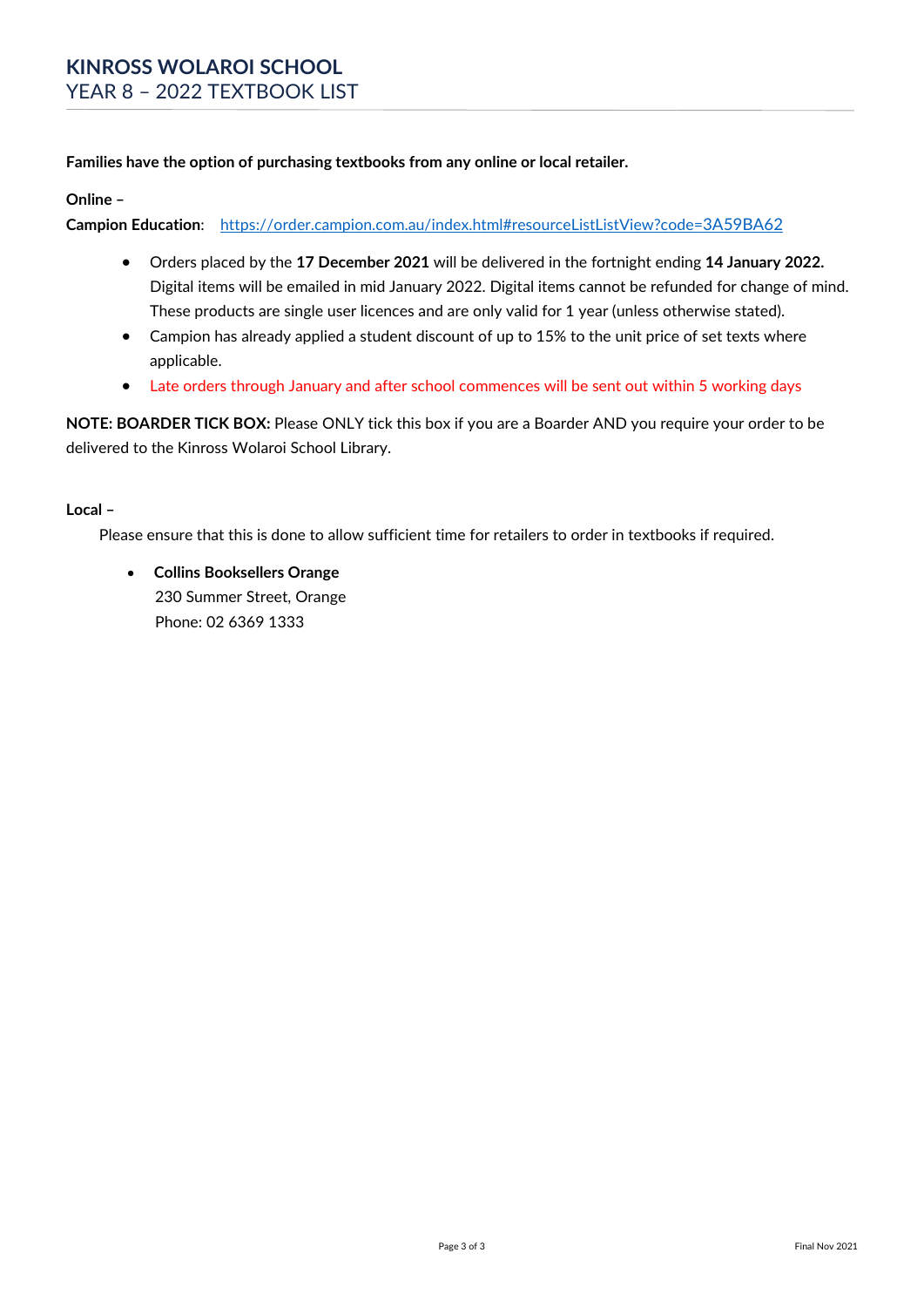# KINROSS WOLAROI SCHOOL

YEAR 8 – 2022 TEXTBOOK LIST

**Families have the option of purchasing textbooks from any online or local retailer.**

**Online –**

**Campion Education**: https://order.campion.com.au/index.html#resourceListListView?code=3A59BA62

- Orders placed by the **17 December 2021** will be delivered in the fortnight ending **14 January 2022.** Digital items will be emailed in mid January 2022. Digital items cannot be refunded for change of mind. These products are single user licences and are only valid for 1 year (unless otherwise stated).
- Campion has already applied a student discount of up to 15% to the unit price of set texts where applicable.
- Late orders through January and after school commences will be sent out within 5 working days

**NOTE: BOARDER TICK BOX:** Please ONLY tick this box if you are a Boarder AND you require your order to be delivered to the Kinross Wolaroi School Library.

**Local –**

Please ensure that this is done to allow sufficient time for retailers to order in textbooks if required.

- **Collins Booksellers Orange**
  230 Summer Street, Orange
  Phone: 02 6369 1333

Final Nov 2021